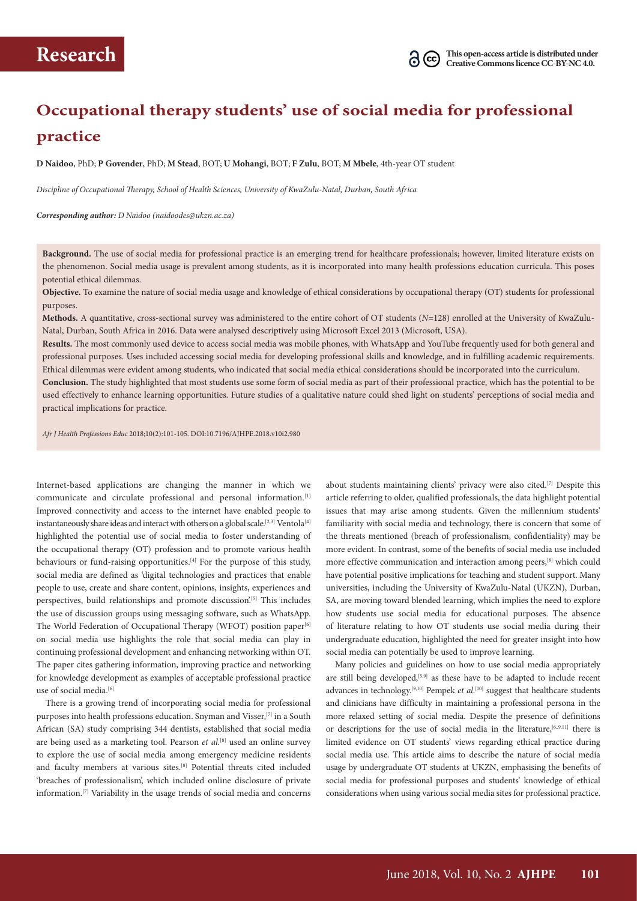Research

This open-access article is distributed under Creative Commons licence CC-BY-NC 4.0.

# Occupational therapy students' use of social media for professional practice

**D Naidoo**, PhD; **P Govender**, PhD; **M Stead**, BOT; **U Mohangi**, BOT; **F Zulu**, BOT; **M Mbele**, 4th-year OT student

*Discipline of Occupational Therapy, School of Health Sciences, University of KwaZulu-Natal, Durban, South Africa*

***Corresponding author:** D Naidoo (naidoodes@ukzn.ac.za)*

**Background.** The use of social media for professional practice is an emerging trend for healthcare professionals; however, limited literature exists on the phenomenon. Social media usage is prevalent among students, as it is incorporated into many health professions education curricula. This poses potential ethical dilemmas.

**Objective.** To examine the nature of social media usage and knowledge of ethical considerations by occupational therapy (OT) students for professional purposes.

**Methods.** A quantitative, cross-sectional survey was administered to the entire cohort of OT students (*N*=128) enrolled at the University of KwaZulu-Natal, Durban, South Africa in 2016. Data were analysed descriptively using Microsoft Excel 2013 (Microsoft, USA).

**Results.** The most commonly used device to access social media was mobile phones, with WhatsApp and YouTube frequently used for both general and professional purposes. Uses included accessing social media for developing professional skills and knowledge, and in fulfilling academic requirements. Ethical dilemmas were evident among students, who indicated that social media ethical considerations should be incorporated into the curriculum.

**Conclusion.** The study highlighted that most students use some form of social media as part of their professional practice, which has the potential to be used effectively to enhance learning opportunities. Future studies of a qualitative nature could shed light on students' perceptions of social media and practical implications for practice.

*Afr J Health Professions Educ* 2018;10(2):101-105. DOI:10.7196/AJHPE.2018.v10i2.980

Internet-based applications are changing the manner in which we communicate and circulate professional and personal information.[1] Improved connectivity and access to the internet have enabled people to instantaneously share ideas and interact with others on a global scale.[2,3] Ventola[4] highlighted the potential use of social media to foster understanding of the occupational therapy (OT) profession and to promote various health behaviours or fund-raising opportunities.[4] For the purpose of this study, social media are defined as 'digital technologies and practices that enable people to use, create and share content, opinions, insights, experiences and perspectives, build relationships and promote discussion'.[5] This includes the use of discussion groups using messaging software, such as WhatsApp. The World Federation of Occupational Therapy (WFOT) position paper[6] on social media use highlights the role that social media can play in continuing professional development and enhancing networking within OT. The paper cites gathering information, improving practice and networking for knowledge development as examples of acceptable professional practice use of social media.[6]

There is a growing trend of incorporating social media for professional purposes into health professions education. Snyman and Visser,[7] in a South African (SA) study comprising 344 dentists, established that social media are being used as a marketing tool. Pearson *et al.*[8] used an online survey to explore the use of social media among emergency medicine residents and faculty members at various sites.[8] Potential threats cited included 'breaches of professionalism', which included online disclosure of private information.[7] Variability in the usage trends of social media and concerns about students maintaining clients' privacy were also cited.[7] Despite this article referring to older, qualified professionals, the data highlight potential issues that may arise among students. Given the millennium students' familiarity with social media and technology, there is concern that some of the threats mentioned (breach of professionalism, confidentiality) may be more evident. In contrast, some of the benefits of social media use included more effective communication and interaction among peers,[8] which could have potential positive implications for teaching and student support. Many universities, including the University of KwaZulu-Natal (UKZN), Durban, SA, are moving toward blended learning, which implies the need to explore how students use social media for educational purposes. The absence of literature relating to how OT students use social media during their undergraduate education, highlighted the need for greater insight into how social media can potentially be used to improve learning.

Many policies and guidelines on how to use social media appropriately are still being developed,[5,9] as these have to be adapted to include recent advances in technology.[9,10] Pempek *et al.*[10] suggest that healthcare students and clinicians have difficulty in maintaining a professional persona in the more relaxed setting of social media. Despite the presence of definitions or descriptions for the use of social media in the literature,[6,9,11] there is limited evidence on OT students' views regarding ethical practice during social media use. This article aims to describe the nature of social media usage by undergraduate OT students at UKZN, emphasising the benefits of social media for professional purposes and students' knowledge of ethical considerations when using various social media sites for professional practice.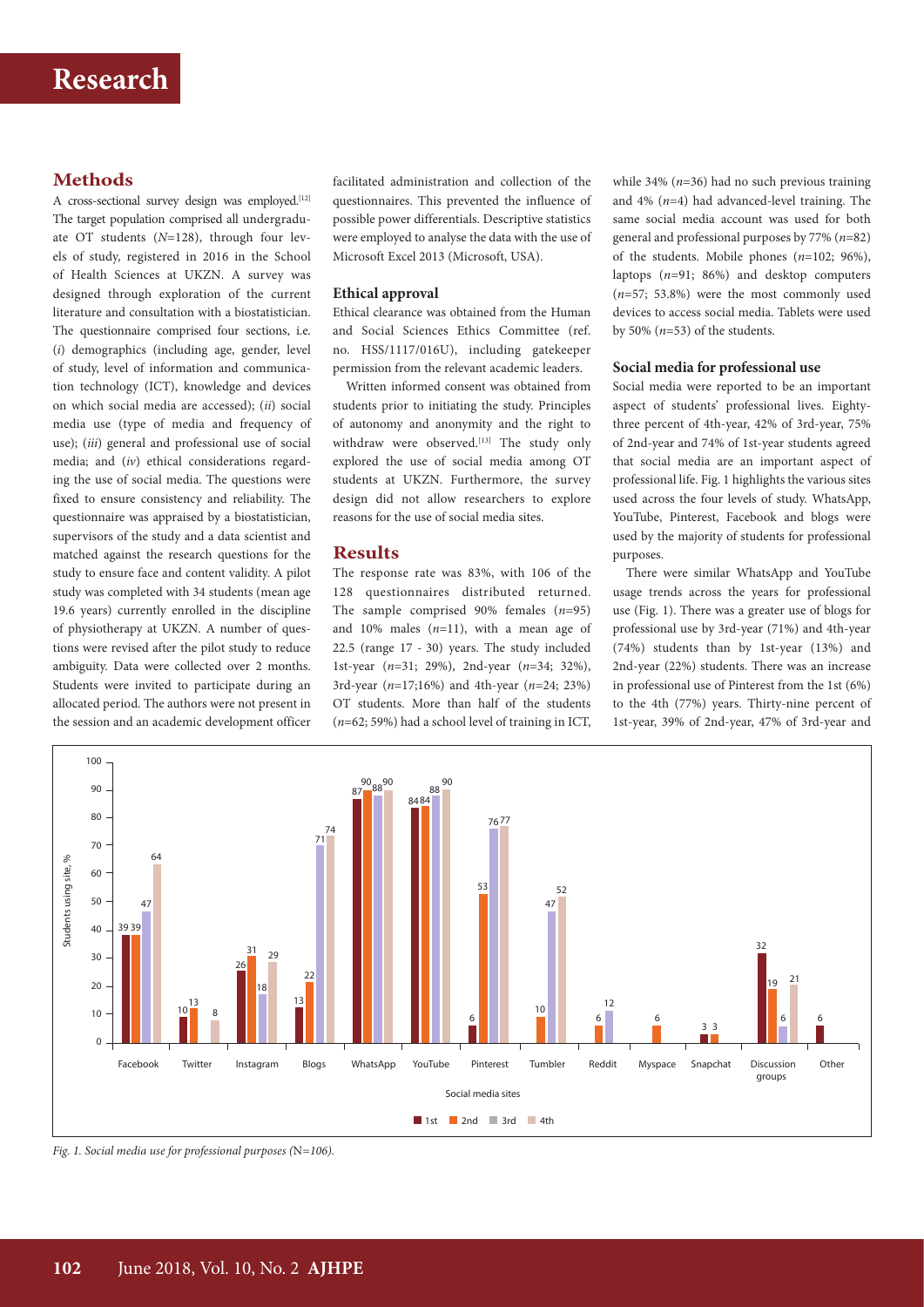## Methods

A cross-sectional survey design was employed.[12] The target population comprised all undergraduate OT students (*N*=128), through four levels of study, registered in 2016 in the School of Health Sciences at UKZN. A survey was designed through exploration of the current literature and consultation with a biostatistician. The questionnaire comprised four sections, i.e. (*i*) demographics (including age, gender, level of study, level of information and communication technology (ICT), knowledge and devices on which social media are accessed); (*ii*) social media use (type of media and frequency of use); (*iii*) general and professional use of social media; and (*iv*) ethical considerations regarding the use of social media. The questions were fixed to ensure consistency and reliability. The questionnaire was appraised by a biostatistician, supervisors of the study and a data scientist and matched against the research questions for the study to ensure face and content validity. A pilot study was completed with 34 students (mean age 19.6 years) currently enrolled in the discipline of physiotherapy at UKZN. A number of questions were revised after the pilot study to reduce ambiguity. Data were collected over 2 months. Students were invited to participate during an allocated period. The authors were not present in the session and an academic development officer facilitated administration and collection of the questionnaires. This prevented the influence of possible power differentials. Descriptive statistics were employed to analyse the data with the use of Microsoft Excel 2013 (Microsoft, USA).

### Ethical approval

Ethical clearance was obtained from the Human and Social Sciences Ethics Committee (ref. no. HSS/1117/016U), including gatekeeper permission from the relevant academic leaders.

Written informed consent was obtained from students prior to initiating the study. Principles of autonomy and anonymity and the right to withdraw were observed.[13] The study only explored the use of social media among OT students at UKZN. Furthermore, the survey design did not allow researchers to explore reasons for the use of social media sites.

## Results

The response rate was 83%, with 106 of the 128 questionnaires distributed returned. The sample comprised 90% females (*n*=95) and 10% males (*n*=11), with a mean age of 22.5 (range 17 - 30) years. The study included 1st-year (*n*=31; 29%), 2nd-year (*n*=34; 32%), 3rd-year (*n*=17;16%) and 4th-year (*n*=24; 23%) OT students. More than half of the students (*n*=62; 59%) had a school level of training in ICT, while 34% (*n*=36) had no such previous training and 4% (*n*=4) had advanced-level training. The same social media account was used for both general and professional purposes by 77% (*n*=82) of the students. Mobile phones (*n*=102; 96%), laptops (*n*=91; 86%) and desktop computers (*n*=57; 53.8%) were the most commonly used devices to access social media. Tablets were used by 50% (*n*=53) of the students.

### Social media for professional use

Social media were reported to be an important aspect of students' professional lives. Eighty-three percent of 4th-year, 42% of 3rd-year, 75% of 2nd-year and 74% of 1st-year students agreed that social media are an important aspect of professional life. Fig. 1 highlights the various sites used across the four levels of study. WhatsApp, YouTube, Pinterest, Facebook and blogs were used by the majority of students for professional purposes.

There were similar WhatsApp and YouTube usage trends across the years for professional use (Fig. 1). There was a greater use of blogs for professional use by 3rd-year (71%) and 4th-year (74%) students than by 1st-year (13%) and 2nd-year (22%) students. There was an increase in professional use of Pinterest from the 1st (6%) to the 4th (77%) years. Thirty-nine percent of 1st-year, 39% of 2nd-year, 47% of 3rd-year and

Students using site, %

100, 90, 80, 70, 60, 50, 40, 30, 20, 10, 0

Facebook: 39, 39, 47, 64
Twitter: 10, 13, 8
Instagram: 26, 31, 18, 29
Blogs: 13, 22, 71, 74
WhatsApp: 87, 90, 88, 90
YouTube: 84, 84, 88, 90
Pinterest: 6, 53, 76, 77
Tumbler: 10, 47, 52
Reddit: 6, 12
Myspace: 6
Snapchat: 3, 3
Discussion groups: 32, 19, 6, 21
Other: 6

Social media sites

1st 2nd 3rd 4th

*Fig. 1. Social media use for professional purposes (*N*=106).*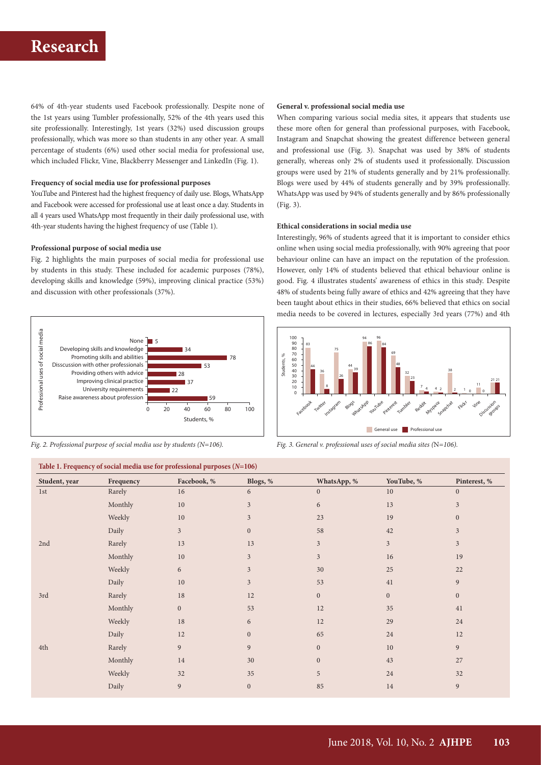64% of 4th-year students used Facebook professionally. Despite none of the 1st years using Tumbler professionally, 52% of the 4th years used this site professionally. Interestingly, 1st years (32%) used discussion groups professionally, which was more so than students in any other year. A small percentage of students (6%) used other social media for professional use, which included Flickr, Vine, Blackberry Messenger and LinkedIn (Fig. 1).

#### Frequency of social media use for professional purposes

YouTube and Pinterest had the highest frequency of daily use. Blogs, WhatsApp and Facebook were accessed for professional use at least once a day. Students in all 4 years used WhatsApp most frequently in their daily professional use, with 4th-year students having the highest frequency of use (Table 1).

#### Professional purpose of social media use

Fig. 2 highlights the main purposes of social media for professional use by students in this study. These included for academic purposes (78%), developing skills and knowledge (59%), improving clinical practice (53%) and discussion with other professionals (37%).

Professional uses of social media
None 5
Developing skills and knowledge 34
Promoting skills and abilities 78
Disscussion with other professionals 53
Providing others with advice 28
Improving clinical practice 37
University requirements 22
Raise awareness about profession 59
0 20 40 60 80 100
Students, %

*Fig. 2. Professional purpose of social media use by students (N=106).*

#### General v. professional social media use

When comparing various social media sites, it appears that students use these more often for general than professional purposes, with Facebook, Instagram and Snapchat showing the greatest difference between general and professional use (Fig. 3). Snapchat was used by 38% of students generally, whereas only 2% of students used it professionally. Discussion groups were used by 21% of students generally and by 21% professionally. Blogs were used by 44% of students generally and by 39% professionally. WhatsApp was used by 94% of students generally and by 86% professionally (Fig. 3).

#### Ethical considerations in social media use

Interestingly, 96% of students agreed that it is important to consider ethics online when using social media professionally, with 90% agreeing that poor behaviour online can have an impact on the reputation of the profession. However, only 14% of students believed that ethical behaviour online is good. Fig. 4 illustrates students' awareness of ethics in this study. Despite 48% of students being fully aware of ethics and 42% agreeing that they have been taught about ethics in their studies, 66% believed that ethics on social media needs to be covered in lectures, especially 3rd years (77%) and 4th

Students, %
100 90 80 70 60 50 40 30 20 10 0
83 44 36 8 75 26 44 39 94 86 96 84 69 48 32 23 7 4 4 2 38 2 1 0 11 0 21 21
Facebook Twitter Instagram Blogs WhatsApp YouTube Pinterest Tumbler Reddit Myspace Snapchat Flickr Vine Discussion groups
General use Professional use

*Fig. 3. General v. professional uses of social media sites (N=106).*

**Table 1. Frequency of social media use for professional purposes (N=106)**

| Student, year | Frequency | Facebook, % | Blogs, % | WhatsApp, % | YouTube, % | Pinterest, % |
|---|---|---|---|---|---|---|
| 1st | Rarely | 16 | 6 | 0 | 10 | 0 |
| | Monthly | 10 | 3 | 6 | 13 | 3 |
| | Weekly | 10 | 3 | 23 | 19 | 0 |
| | Daily | 3 | 0 | 58 | 42 | 3 |
| 2nd | Rarely | 13 | 13 | 3 | 3 | 3 |
| | Monthly | 10 | 3 | 3 | 16 | 19 |
| | Weekly | 6 | 3 | 30 | 25 | 22 |
| | Daily | 10 | 3 | 53 | 41 | 9 |
| 3rd | Rarely | 18 | 12 | 0 | 0 | 0 |
| | Monthly | 0 | 53 | 12 | 35 | 41 |
| | Weekly | 18 | 6 | 12 | 29 | 24 |
| | Daily | 12 | 0 | 65 | 24 | 12 |
| 4th | Rarely | 9 | 9 | 0 | 10 | 9 |
| | Monthly | 14 | 30 | 0 | 43 | 27 |
| | Weekly | 32 | 35 | 5 | 24 | 32 |
| | Daily | 9 | 0 | 85 | 14 | 9 |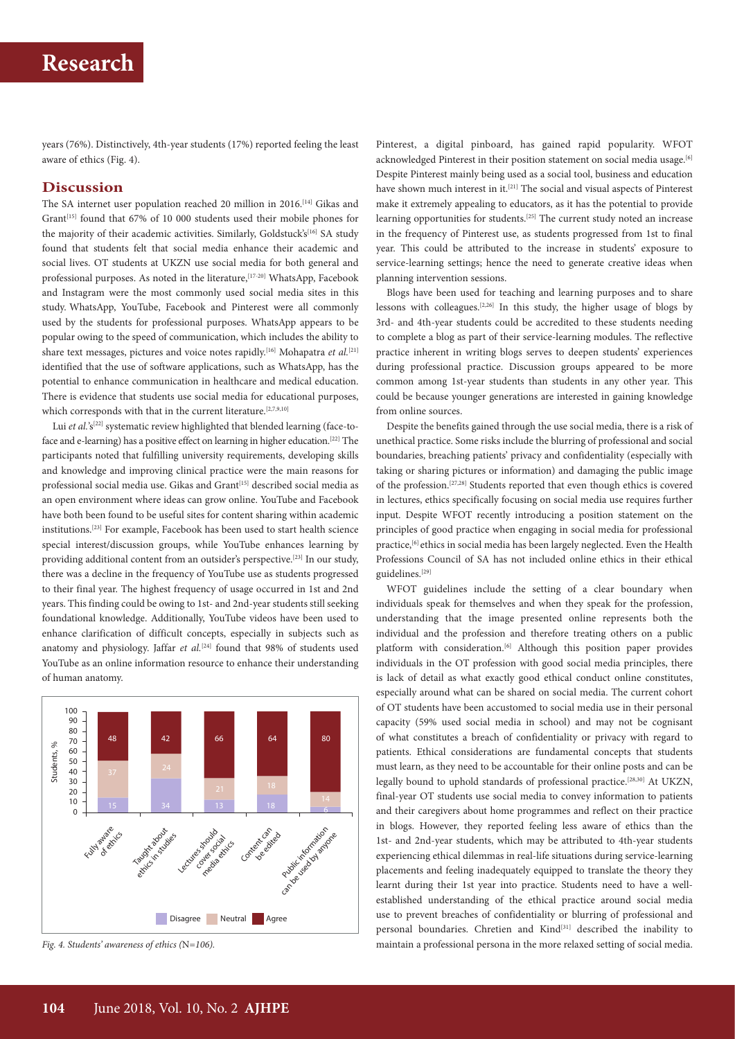years (76%). Distinctively, 4th-year students (17%) reported feeling the least aware of ethics (Fig. 4).

## Discussion

The SA internet user population reached 20 million in 2016.[14] Gikas and Grant[15] found that 67% of 10 000 students used their mobile phones for the majority of their academic activities. Similarly, Goldstuck's[16] SA study found that students felt that social media enhance their academic and social lives. OT students at UKZN use social media for both general and professional purposes. As noted in the literature,[17-20] WhatsApp, Facebook and Instagram were the most commonly used social media sites in this study. WhatsApp, YouTube, Facebook and Pinterest were all commonly used by the students for professional purposes. WhatsApp appears to be popular owing to the speed of communication, which includes the ability to share text messages, pictures and voice notes rapidly.[16] Mohapatra *et al.*[21] identified that the use of software applications, such as WhatsApp, has the potential to enhance communication in healthcare and medical education. There is evidence that students use social media for educational purposes, which corresponds with that in the current literature.[2,7,9,10]

Lui *et al.*'s[22] systematic review highlighted that blended learning (face-to-face and e-learning) has a positive effect on learning in higher education.[22] The participants noted that fulfilling university requirements, developing skills and knowledge and improving clinical practice were the main reasons for professional social media use. Gikas and Grant[15] described social media as an open environment where ideas can grow online. YouTube and Facebook have both been found to be useful sites for content sharing within academic institutions.[23] For example, Facebook has been used to start health science special interest/discussion groups, while YouTube enhances learning by providing additional content from an outsider's perspective.[23] In our study, there was a decline in the frequency of YouTube use as students progressed to their final year. The highest frequency of usage occurred in 1st and 2nd years. This finding could be owing to 1st- and 2nd-year students still seeking foundational knowledge. Additionally, YouTube videos have been used to enhance clarification of difficult concepts, especially in subjects such as anatomy and physiology. Jaffar *et al.*[24] found that 98% of students used YouTube as an online information resource to enhance their understanding of human anatomy.

| Statement | Disagree (%) | Neutral (%) | Agree (%) |
|---|---|---|---|
| Fully aware of ethics | 15 | 37 | 48 |
| Taught about ethics in studies | 34 | 24 | 42 |
| Lectures should cover social media ethics | 13 | 21 | 66 |
| Content can be edited | 18 | 18 | 64 |
| Public information can be used by anyone | 6 | 14 | 80 |

*Fig. 4. Students' awareness of ethics (*N*=106).*

Pinterest, a digital pinboard, has gained rapid popularity. WFOT acknowledged Pinterest in their position statement on social media usage.[6] Despite Pinterest mainly being used as a social tool, business and education have shown much interest in it.[21] The social and visual aspects of Pinterest make it extremely appealing to educators, as it has the potential to provide learning opportunities for students.[25] The current study noted an increase in the frequency of Pinterest use, as students progressed from 1st to final year. This could be attributed to the increase in students' exposure to service-learning settings; hence the need to generate creative ideas when planning intervention sessions.

Blogs have been used for teaching and learning purposes and to share lessons with colleagues.[2,26] In this study, the higher usage of blogs by 3rd- and 4th-year students could be accredited to these students needing to complete a blog as part of their service-learning modules. The reflective practice inherent in writing blogs serves to deepen students' experiences during professional practice. Discussion groups appeared to be more common among 1st-year students than students in any other year. This could be because younger generations are interested in gaining knowledge from online sources.

Despite the benefits gained through the use social media, there is a risk of unethical practice. Some risks include the blurring of professional and social boundaries, breaching patients' privacy and confidentiality (especially with taking or sharing pictures or information) and damaging the public image of the profession.[27,28] Students reported that even though ethics is covered in lectures, ethics specifically focusing on social media use requires further input. Despite WFOT recently introducing a position statement on the principles of good practice when engaging in social media for professional practice,[6] ethics in social media has been largely neglected. Even the Health Professions Council of SA has not included online ethics in their ethical guidelines.[29]

WFOT guidelines include the setting of a clear boundary when individuals speak for themselves and when they speak for the profession, understanding that the image presented online represents both the individual and the profession and therefore treating others on a public platform with consideration.[6] Although this position paper provides individuals in the OT profession with good social media principles, there is lack of detail as what exactly good ethical conduct online constitutes, especially around what can be shared on social media. The current cohort of OT students have been accustomed to social media use in their personal capacity (59% used social media in school) and may not be cognisant of what constitutes a breach of confidentiality or privacy with regard to patients. Ethical considerations are fundamental concepts that students must learn, as they need to be accountable for their online posts and can be legally bound to uphold standards of professional practice.[28,30] At UKZN, final-year OT students use social media to convey information to patients and their caregivers about home programmes and reflect on their practice in blogs. However, they reported feeling less aware of ethics than the 1st- and 2nd-year students, which may be attributed to 4th-year students experiencing ethical dilemmas in real-life situations during service-learning placements and feeling inadequately equipped to translate the theory they learnt during their 1st year into practice. Students need to have a well-established understanding of the ethical practice around social media use to prevent breaches of confidentiality or blurring of professional and personal boundaries. Chretien and Kind[31] described the inability to maintain a professional persona in the more relaxed setting of social media.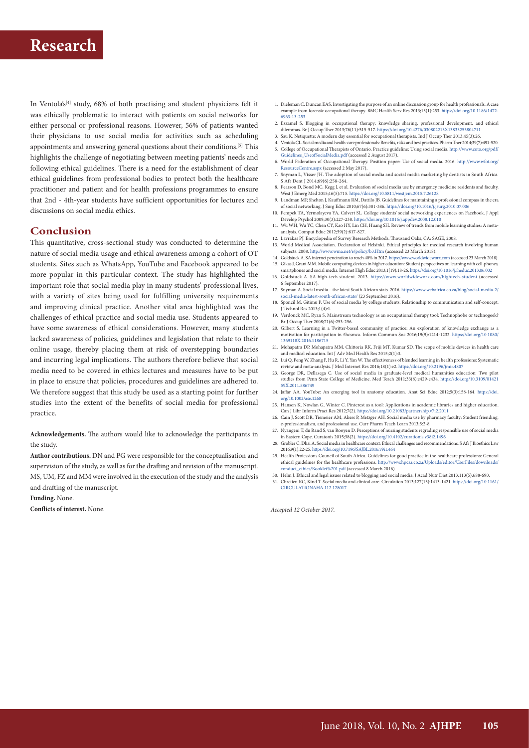In Ventola's[4] study, 68% of both practising and student physicians felt it was ethically problematic to interact with patients on social networks for either personal or professional reasons. However, 56% of patients wanted their physicians to use social media for activities such as scheduling appointments and answering general questions about their conditions.[5] This highlights the challenge of negotiating between meeting patients' needs and following ethical guidelines. There is a need for the establishment of clear ethical guidelines from professional bodies to protect both the healthcare practitioner and patient and for health professions programmes to ensure that 2nd - 4th-year students have sufficient opportunities for lectures and discussions on social media ethics.

## Conclusion

This quantitative, cross-sectional study was conducted to determine the nature of social media usage and ethical awareness among a cohort of OT students. Sites such as WhatsApp, YouTube and Facebook appeared to be more popular in this particular context. The study has highlighted the important role that social media play in many students' professional lives, with a variety of sites being used for fulfilling university requirements and improving clinical practice. Another vital area highlighted was the challenges of ethical practice and social media use. Students appeared to have some awareness of ethical considerations. However, many students lacked awareness of policies, guidelines and legislation that relate to their online usage, thereby placing them at risk of overstepping boundaries and incurring legal implications. The authors therefore believe that social media need to be covered in ethics lectures and measures have to be put in place to ensure that policies, procedures and guidelines are adhered to. We therefore suggest that this study be used as a starting point for further studies into the extent of the benefits of social media for professional practice.

**Acknowledgements.** The authors would like to acknowledge the participants in the study.

**Author contributions.** DN and PG were responsible for the conceptualisation and supervision of the study, as well as for the drafting and revision of the manuscript. MS, UM, FZ and MM were involved in the execution of the study and the analysis and drafting of the manuscript.

**Funding.** None.

**Conflicts of interest.** None.

1. Dieleman C, Duncan EAS. Investigating the purpose of an online discussion group for health professionals: A case example from forensic occupational therapy. BMC Health Serv Res 2013;13(1):253. https://doi.org/10.1186/1472-6963-13-253
2. Ezzamel S. Blogging in occupational therapy; knowledge sharing, professional development, and ethical dilemmas. Br J Occup Ther 2013;76(11):515-517. https://doi.org/10.4276/030802213X13833255804711
3. Sau K. Netiquette: A modern day essential for occupational therapists. Ind J Occup Ther 2013;45(3):26.
4. Ventola CL. Social media and health-care professionals: Benefits, risks and best practices. Pharm Ther 2014;39(7):491-520.
5. College of Occupational Therapists of Ontario. Practice guideline: Using social media. http://www.coto.org/pdf/Guidelines_UseofSocialMedia.pdf (accessed 2 August 2017).
6. World Federation of Occupational Therapy. Position paper: Use of social media. 2016. http://www.wfot.org/ResourceCentre.aspx (accessed 2 May 2017).
7. Snyman L, Visser JH. The adoption of social media and social media marketing by dentists in South Africa. S Afr Dent J 2014;69(6):258-264.
8. Pearson D, Bond MC, Kegg J, et al. Evaluation of social media use by emergency medicine residents and faculty. West J Emerg Med 2015;16(5):715. https://doi.org/10.5811/westjem.2015.7.26128
9. Landman MP, Shelton J, Kauffmann RM, Dattilo JB. Guidelines for maintaining a professional compass in the era of social networking. J Surg Educ 2010;67(6):381-386. https://doi.org/10.1016/j.jsurg.2010.07.006
10. Pempek TA, Yermolayeva YA, Calvert SL. College students' social networking experiences on Facebook. J Appl Develop Psychol 2009;30(3):227-238. https://doi.org/10.1016/j.appdev.2008.12.010
11. Wu WH, Wu YC, Chen CY, Kao HY, Lin CH, Huang SH. Review of trends from mobile learning studies: A meta-analysis. Comput Educ 2012;59(2):817-827.
12. Lavrakas PJ. Encyclopedia of Survey Research Methods. Thousand Oaks, CA: SAGE, 2008.
13. World Medical Association. Declaration of Helsinki. Ethical principles for medical research involving human subjects. 2008. http://www.wma.net/e/policy/b3.Htm (accessed 23 March 2018).
14. Goldstuck A. SA internet penetration to reach 40% in 2017. https://www.worldwideworx.com (accessed 23 March 2018).
15. Gikas J, Grant MM. Mobile computing devices in higher education: Student perspectives on learning with cell-phones, smartphones and social media. Internet High Educ 2013;1(19):18-26. https://doi.org/10.1016/j.iheduc.2013.06.002
16. Goldstuck A. SA high-tech student. 2013. https://www.worldwideworx.com/hightech-student (accessed 6 September 2017).
17. Snyman A. Social media – the latest South African stats. 2016. https://www.webafrica.co.za/blog/social-media-2/social-media-latest-south-african-stats/ (23 September 2016).
18. Sponcil M, Gitimu P. Use of social media by college students: Relationship to communication and self-concept. J Technol Res 2013;1(4):1.
19. Verdonck MC, Ryan S. Mainstream technology as an occupational therapy tool: Technophobe or technogeek? Br J Occup Ther 2008;71(6):253-256.
20. Gilbert S. Learning in a Twitter-based community of practice: An exploration of knowledge exchange as a motivation for participation in #hcsmca. Inform Commun Soc 2016;19(9):1214-1232. https://doi.org/10.1080/1369118X.2016.1186715
21. Mohapatra DP, Mohapatra MM, Chittoria RK, Friji MT, Kumar SD. The scope of mobile devices in health care and medical education. Int J Adv Med Health Res 2015;2(1):3.
22. Lui Q, Peng W, Zhang F, Hu R, Li Y, Yan W. The effectiveness of blended learning in health professions: Systematic review and meta-analysis. J Med Internet Res 2016;18(1):e2. https://doi.org/10.2196/jmir.4807
23. George DR, Dellasega C. Use of social media in graduate-level medical humanities education: Two pilot studies from Penn State College of Medicine. Med Teach 2011;33(8):e429-e434. https://doi.org/10.3109/0142159X.2011.586749
24. Jaffar AA. YouTube: An emerging tool in anatomy education. Anat Sci Educ 2012;5(3):158-164. https://doi.org/10.1002/ase.1268
25. Hansen K, Nowlan G, Winter C. Pinterest as a tool: Applications in academic libraries and higher education. Can J Libr Inform Pract Res 2012;7(2). https://doi.org/10.21083/partnership.v7i2.2011
26. Cain J, Scott DR, Tiemeier AM, Akers P, Metzger AH. Social media use by pharmacy faculty: Student friending, e-professionalism, and professional use. Curr Pharm Teach Learn 2013;5:2-8.
27. Nyangeni T, du Rand S, van Rooyen D. Perceptions of nursing students regrading responsible use of social media in Eastern Cape. Curationis 2015;38(2). https://doi.org/10.4102/curationis.v38i2.1496
28. Grobler C, Dhai A. Social media in healthcare context: Ethical challenges and recommendations. S Afr J Bioethics Law 2016;9(1):22-25. https://doi.org/10.7196/SAJBL.2016.v9i1.464
29. Health Professions Council of South Africa. Guidelines for good practice in the healthcare professions: General ethical guidelines for the healthcare professions. http://www.hpcsa.co.za/Uploads/editor/UserFiles/downloads/conduct_ethics/Booklet%201.pdf (accessed 8 March 2016).
30. Helm J. Ethical and legal issues related to blogging and social media. J Acad Nutr Diet 2013;113(5):688-690.
31. Chretien KC, Kind T. Social media and clinical care. Circulation 2013;127(13):1413-1421. https://doi.org/10.1161/CIRCULATIONAHA.112.128017

*Accepted 12 October 2017.*